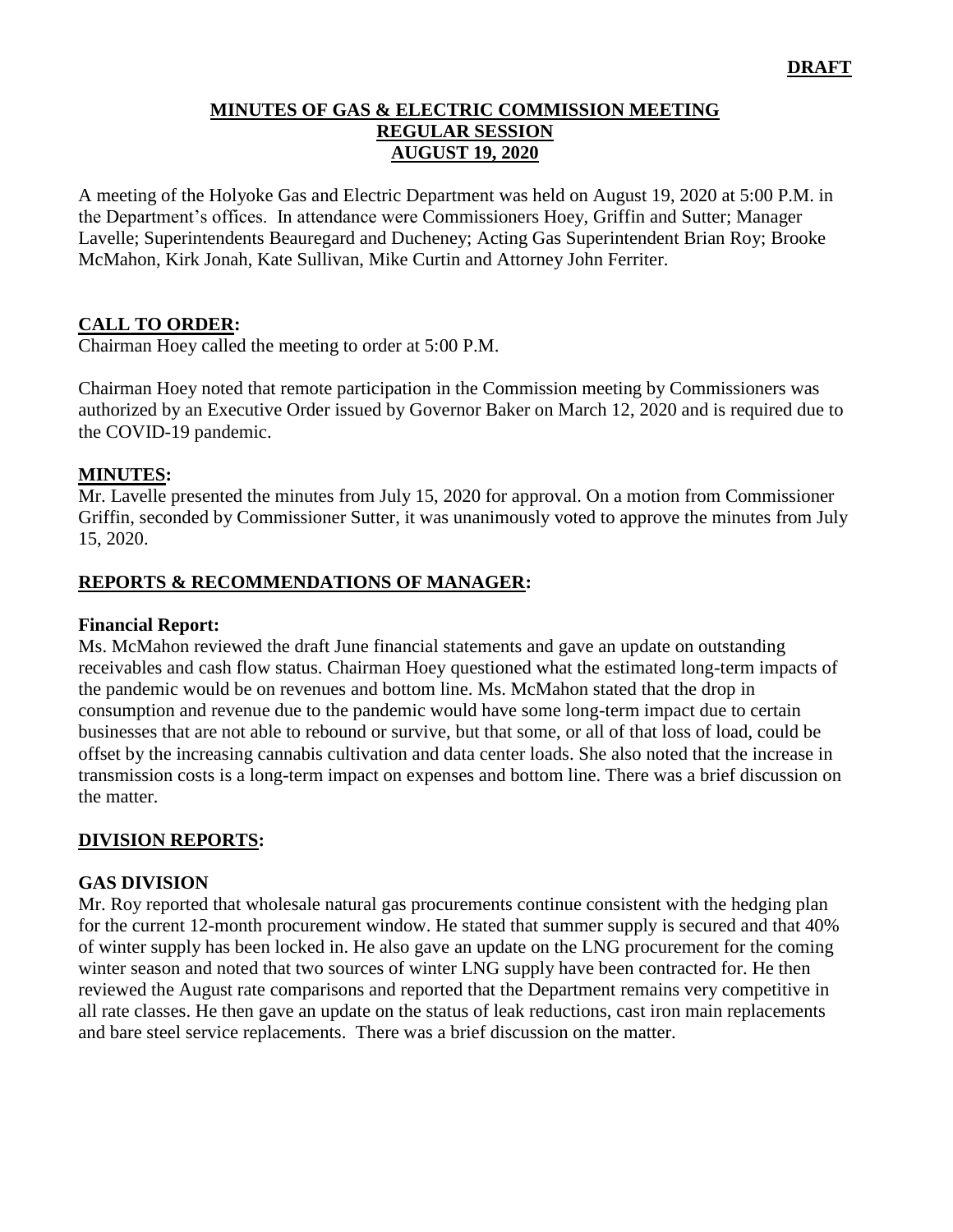**DRAFT**

# MINUTES OF GAS & ELECTRIC COMMISSION MEETING
## REGULAR SESSION
## AUGUST 19, 2020

A meeting of the Holyoke Gas and Electric Department was held on August 19, 2020 at 5:00 P.M. in the Department's offices. In attendance were Commissioners Hoey, Griffin and Sutter; Manager Lavelle; Superintendents Beauregard and Ducheney; Acting Gas Superintendent Brian Roy; Brooke McMahon, Kirk Jonah, Kate Sullivan, Mike Curtin and Attorney John Ferriter.

## CALL TO ORDER:

Chairman Hoey called the meeting to order at 5:00 P.M.

Chairman Hoey noted that remote participation in the Commission meeting by Commissioners was authorized by an Executive Order issued by Governor Baker on March 12, 2020 and is required due to the COVID-19 pandemic.

## MINUTES:

Mr. Lavelle presented the minutes from July 15, 2020 for approval. On a motion from Commissioner Griffin, seconded by Commissioner Sutter, it was unanimously voted to approve the minutes from July 15, 2020.

## REPORTS & RECOMMENDATIONS OF MANAGER:

### Financial Report:

Ms. McMahon reviewed the draft June financial statements and gave an update on outstanding receivables and cash flow status. Chairman Hoey questioned what the estimated long-term impacts of the pandemic would be on revenues and bottom line. Ms. McMahon stated that the drop in consumption and revenue due to the pandemic would have some long-term impact due to certain businesses that are not able to rebound or survive, but that some, or all of that loss of load, could be offset by the increasing cannabis cultivation and data center loads. She also noted that the increase in transmission costs is a long-term impact on expenses and bottom line. There was a brief discussion on the matter.

## DIVISION REPORTS:

### GAS DIVISION

Mr. Roy reported that wholesale natural gas procurements continue consistent with the hedging plan for the current 12-month procurement window. He stated that summer supply is secured and that 40% of winter supply has been locked in. He also gave an update on the LNG procurement for the coming winter season and noted that two sources of winter LNG supply have been contracted for. He then reviewed the August rate comparisons and reported that the Department remains very competitive in all rate classes. He then gave an update on the status of leak reductions, cast iron main replacements and bare steel service replacements. There was a brief discussion on the matter.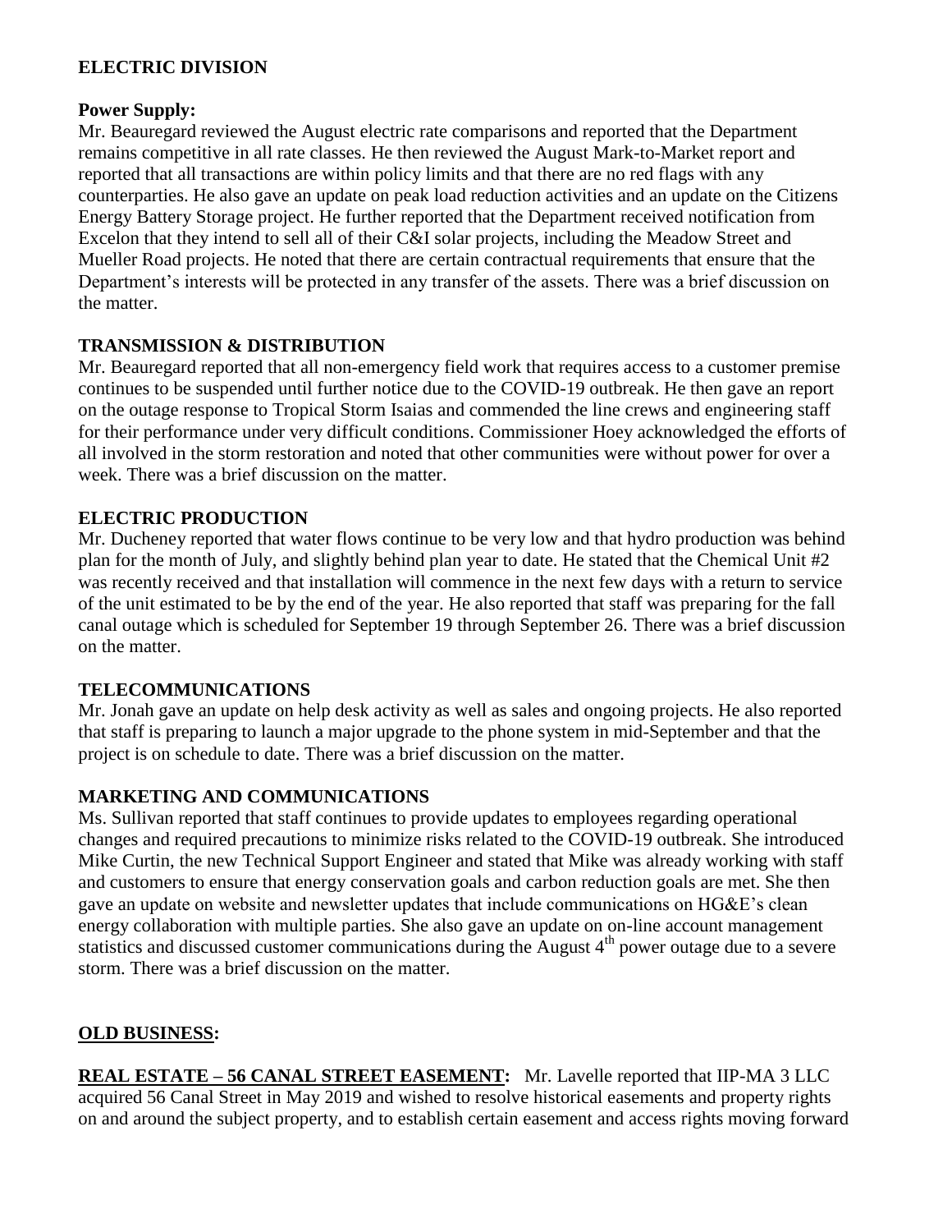## ELECTRIC DIVISION

**Power Supply:**
Mr. Beauregard reviewed the August electric rate comparisons and reported that the Department remains competitive in all rate classes. He then reviewed the August Mark-to-Market report and reported that all transactions are within policy limits and that there are no red flags with any counterparties. He also gave an update on peak load reduction activities and an update on the Citizens Energy Battery Storage project. He further reported that the Department received notification from Excelon that they intend to sell all of their C&I solar projects, including the Meadow Street and Mueller Road projects. He noted that there are certain contractual requirements that ensure that the Department's interests will be protected in any transfer of the assets. There was a brief discussion on the matter.

### TRANSMISSION & DISTRIBUTION

Mr. Beauregard reported that all non-emergency field work that requires access to a customer premise continues to be suspended until further notice due to the COVID-19 outbreak. He then gave an report on the outage response to Tropical Storm Isaias and commended the line crews and engineering staff for their performance under very difficult conditions. Commissioner Hoey acknowledged the efforts of all involved in the storm restoration and noted that other communities were without power for over a week. There was a brief discussion on the matter.

### ELECTRIC PRODUCTION

Mr. Ducheney reported that water flows continue to be very low and that hydro production was behind plan for the month of July, and slightly behind plan year to date. He stated that the Chemical Unit #2 was recently received and that installation will commence in the next few days with a return to service of the unit estimated to be by the end of the year. He also reported that staff was preparing for the fall canal outage which is scheduled for September 19 through September 26. There was a brief discussion on the matter.

### TELECOMMUNICATIONS

Mr. Jonah gave an update on help desk activity as well as sales and ongoing projects. He also reported that staff is preparing to launch a major upgrade to the phone system in mid-September and that the project is on schedule to date. There was a brief discussion on the matter.

### MARKETING AND COMMUNICATIONS

Ms. Sullivan reported that staff continues to provide updates to employees regarding operational changes and required precautions to minimize risks related to the COVID-19 outbreak. She introduced Mike Curtin, the new Technical Support Engineer and stated that Mike was already working with staff and customers to ensure that energy conservation goals and carbon reduction goals are met. She then gave an update on website and newsletter updates that include communications on HG&E's clean energy collaboration with multiple parties. She also gave an update on on-line account management statistics and discussed customer communications during the August 4th power outage due to a severe storm. There was a brief discussion on the matter.

## OLD BUSINESS:

**REAL ESTATE – 56 CANAL STREET EASEMENT:** Mr. Lavelle reported that IIP-MA 3 LLC acquired 56 Canal Street in May 2019 and wished to resolve historical easements and property rights on and around the subject property, and to establish certain easement and access rights moving forward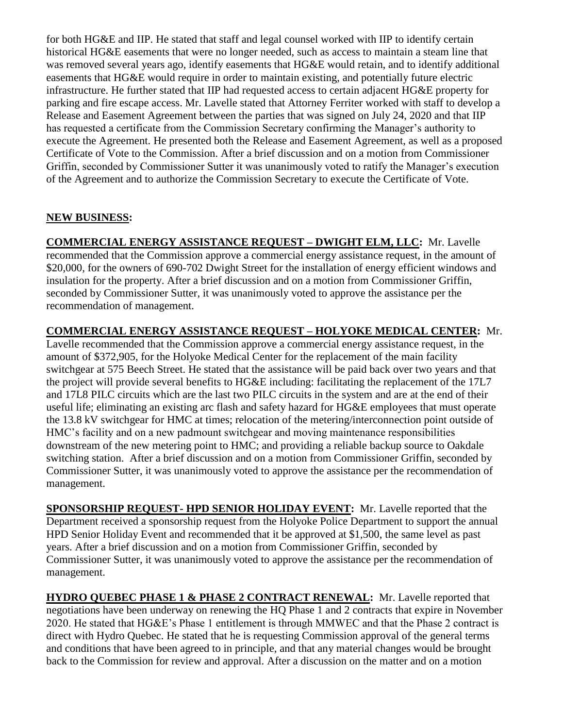for both HG&E and IIP. He stated that staff and legal counsel worked with IIP to identify certain historical HG&E easements that were no longer needed, such as access to maintain a steam line that was removed several years ago, identify easements that HG&E would retain, and to identify additional easements that HG&E would require in order to maintain existing, and potentially future electric infrastructure. He further stated that IIP had requested access to certain adjacent HG&E property for parking and fire escape access. Mr. Lavelle stated that Attorney Ferriter worked with staff to develop a Release and Easement Agreement between the parties that was signed on July 24, 2020 and that IIP has requested a certificate from the Commission Secretary confirming the Manager's authority to execute the Agreement. He presented both the Release and Easement Agreement, as well as a proposed Certificate of Vote to the Commission. After a brief discussion and on a motion from Commissioner Griffin, seconded by Commissioner Sutter it was unanimously voted to ratify the Manager's execution of the Agreement and to authorize the Commission Secretary to execute the Certificate of Vote.

**NEW BUSINESS:**

**COMMERCIAL ENERGY ASSISTANCE REQUEST – DWIGHT ELM, LLC:** Mr. Lavelle recommended that the Commission approve a commercial energy assistance request, in the amount of $20,000, for the owners of 690-702 Dwight Street for the installation of energy efficient windows and insulation for the property. After a brief discussion and on a motion from Commissioner Griffin, seconded by Commissioner Sutter, it was unanimously voted to approve the assistance per the recommendation of management.

**COMMERCIAL ENERGY ASSISTANCE REQUEST – HOLYOKE MEDICAL CENTER:** Mr. Lavelle recommended that the Commission approve a commercial energy assistance request, in the amount of $372,905, for the Holyoke Medical Center for the replacement of the main facility switchgear at 575 Beech Street. He stated that the assistance will be paid back over two years and that the project will provide several benefits to HG&E including: facilitating the replacement of the 17L7 and 17L8 PILC circuits which are the last two PILC circuits in the system and are at the end of their useful life; eliminating an existing arc flash and safety hazard for HG&E employees that must operate the 13.8 kV switchgear for HMC at times; relocation of the metering/interconnection point outside of HMC's facility and on a new padmount switchgear and moving maintenance responsibilities downstream of the new metering point to HMC; and providing a reliable backup source to Oakdale switching station. After a brief discussion and on a motion from Commissioner Griffin, seconded by Commissioner Sutter, it was unanimously voted to approve the assistance per the recommendation of management.

**SPONSORSHIP REQUEST- HPD SENIOR HOLIDAY EVENT:** Mr. Lavelle reported that the Department received a sponsorship request from the Holyoke Police Department to support the annual HPD Senior Holiday Event and recommended that it be approved at $1,500, the same level as past years. After a brief discussion and on a motion from Commissioner Griffin, seconded by Commissioner Sutter, it was unanimously voted to approve the assistance per the recommendation of management.

**HYDRO QUEBEC PHASE 1 & PHASE 2 CONTRACT RENEWAL:** Mr. Lavelle reported that negotiations have been underway on renewing the HQ Phase 1 and 2 contracts that expire in November 2020. He stated that HG&E's Phase 1 entitlement is through MMWEC and that the Phase 2 contract is direct with Hydro Quebec. He stated that he is requesting Commission approval of the general terms and conditions that have been agreed to in principle, and that any material changes would be brought back to the Commission for review and approval. After a discussion on the matter and on a motion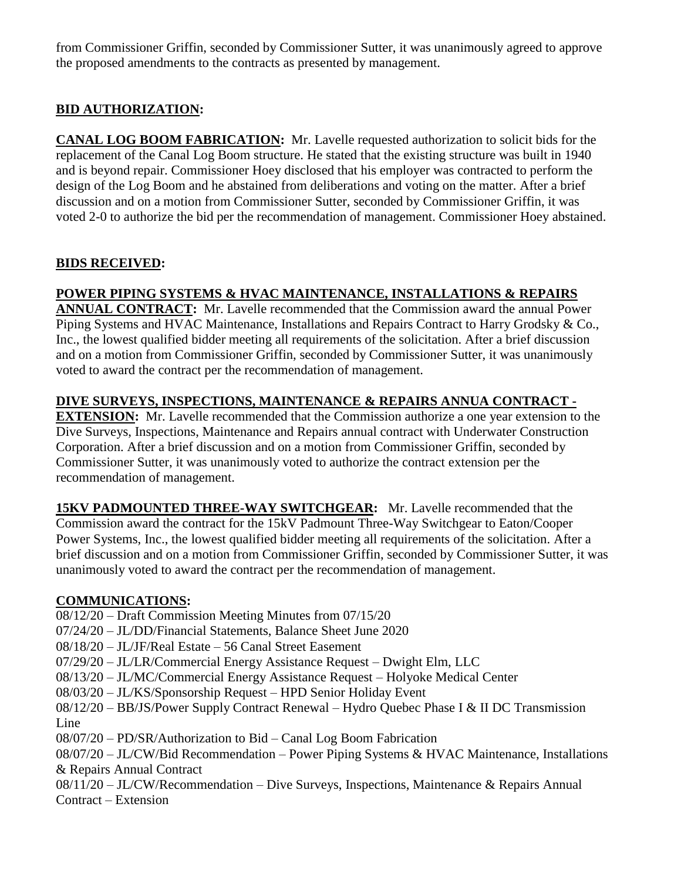from Commissioner Griffin, seconded by Commissioner Sutter, it was unanimously agreed to approve the proposed amendments to the contracts as presented by management.

**BID AUTHORIZATION:**

**CANAL LOG BOOM FABRICATION:** Mr. Lavelle requested authorization to solicit bids for the replacement of the Canal Log Boom structure. He stated that the existing structure was built in 1940 and is beyond repair. Commissioner Hoey disclosed that his employer was contracted to perform the design of the Log Boom and he abstained from deliberations and voting on the matter. After a brief discussion and on a motion from Commissioner Sutter, seconded by Commissioner Griffin, it was voted 2-0 to authorize the bid per the recommendation of management. Commissioner Hoey abstained.

**BIDS RECEIVED:**

**POWER PIPING SYSTEMS & HVAC MAINTENANCE, INSTALLATIONS & REPAIRS ANNUAL CONTRACT:** Mr. Lavelle recommended that the Commission award the annual Power Piping Systems and HVAC Maintenance, Installations and Repairs Contract to Harry Grodsky & Co., Inc., the lowest qualified bidder meeting all requirements of the solicitation. After a brief discussion and on a motion from Commissioner Griffin, seconded by Commissioner Sutter, it was unanimously voted to award the contract per the recommendation of management.

**DIVE SURVEYS, INSPECTIONS, MAINTENANCE & REPAIRS ANNUA CONTRACT - EXTENSION:** Mr. Lavelle recommended that the Commission authorize a one year extension to the Dive Surveys, Inspections, Maintenance and Repairs annual contract with Underwater Construction Corporation. After a brief discussion and on a motion from Commissioner Griffin, seconded by Commissioner Sutter, it was unanimously voted to authorize the contract extension per the recommendation of management.

**15KV PADMOUNTED THREE-WAY SWITCHGEAR:** Mr. Lavelle recommended that the Commission award the contract for the 15kV Padmount Three-Way Switchgear to Eaton/Cooper Power Systems, Inc., the lowest qualified bidder meeting all requirements of the solicitation. After a brief discussion and on a motion from Commissioner Griffin, seconded by Commissioner Sutter, it was unanimously voted to award the contract per the recommendation of management.

**COMMUNICATIONS:**

08/12/20 – Draft Commission Meeting Minutes from 07/15/20
07/24/20 – JL/DD/Financial Statements, Balance Sheet June 2020
08/18/20 – JL/JF/Real Estate – 56 Canal Street Easement
07/29/20 – JL/LR/Commercial Energy Assistance Request – Dwight Elm, LLC
08/13/20 – JL/MC/Commercial Energy Assistance Request – Holyoke Medical Center
08/03/20 – JL/KS/Sponsorship Request – HPD Senior Holiday Event
08/12/20 – BB/JS/Power Supply Contract Renewal – Hydro Quebec Phase I & II DC Transmission Line
08/07/20 – PD/SR/Authorization to Bid – Canal Log Boom Fabrication
08/07/20 – JL/CW/Bid Recommendation – Power Piping Systems & HVAC Maintenance, Installations & Repairs Annual Contract
08/11/20 – JL/CW/Recommendation – Dive Surveys, Inspections, Maintenance & Repairs Annual Contract – Extension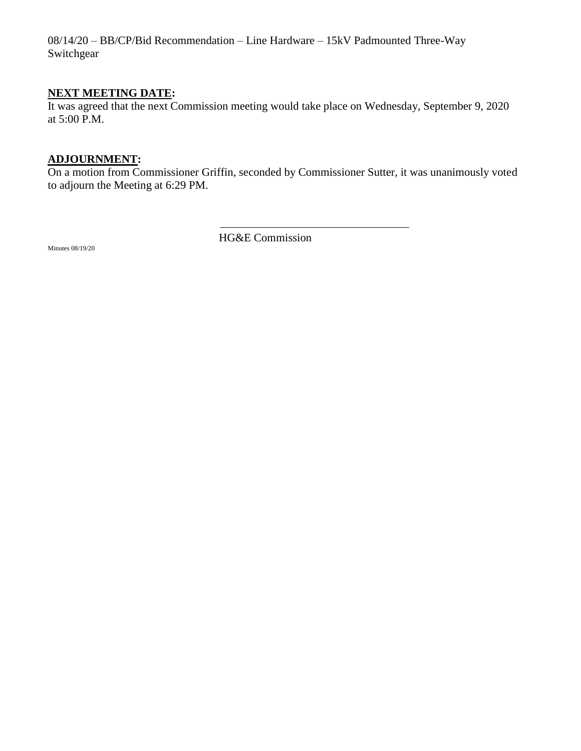08/14/20 – BB/CP/Bid Recommendation – Line Hardware – 15kV Padmounted Three-Way Switchgear

**NEXT MEETING DATE:**

It was agreed that the next Commission meeting would take place on Wednesday, September 9, 2020 at 5:00 P.M.

**ADJOURNMENT:**

On a motion from Commissioner Griffin, seconded by Commissioner Sutter, it was unanimously voted to adjourn the Meeting at 6:29 PM.

\_\_\_\_\_\_\_\_\_\_\_\_\_\_\_\_\_\_\_\_\_\_\_\_\_\_\_\_\_\_\_\_\_\_\_

HG&E Commission

Minutes 08/19/20